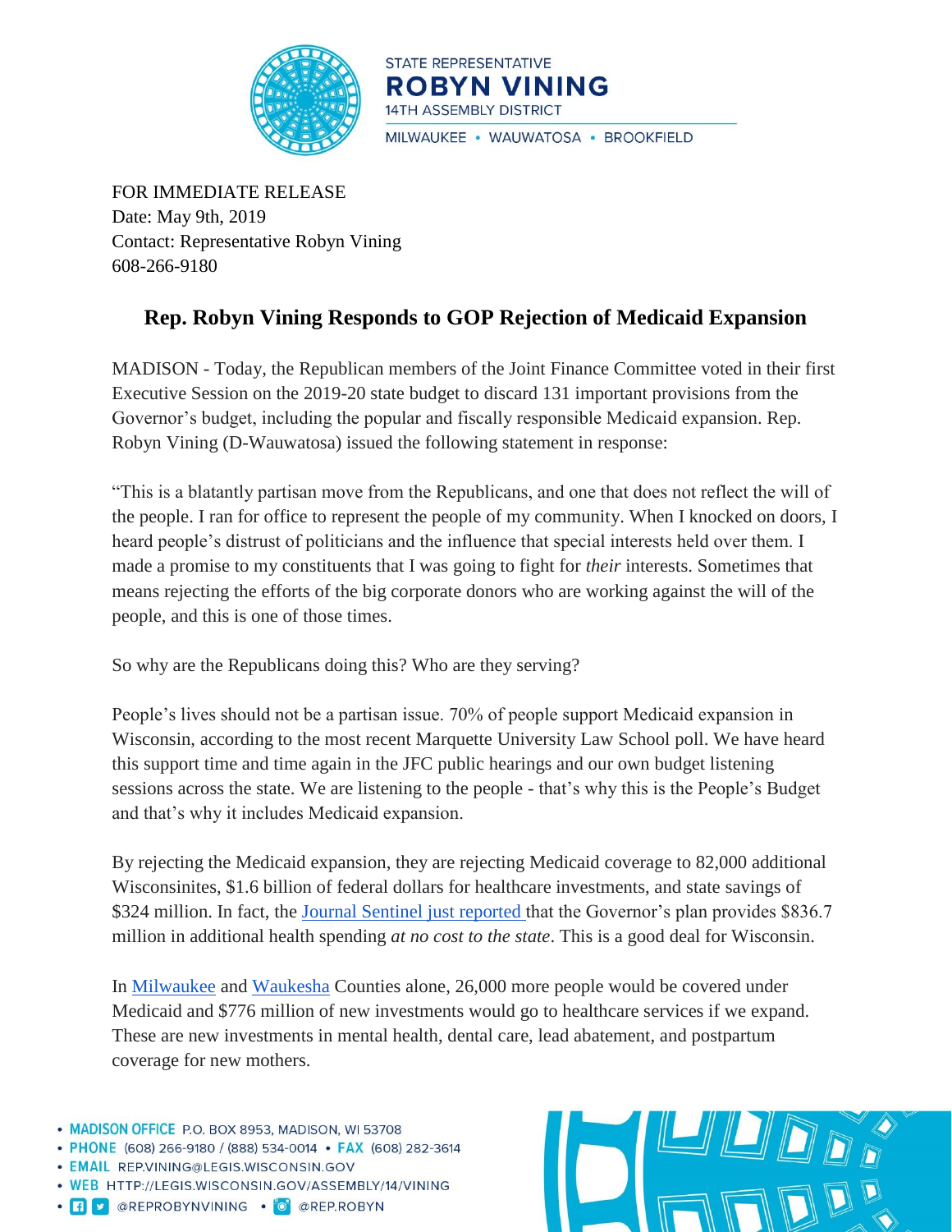STATE REPRESENTATIVE
**ROBYN VINING**
14TH ASSEMBLY DISTRICT
MILWAUKEE • WAUWATOSA • BROOKFIELD

FOR IMMEDIATE RELEASE
Date: May 9th, 2019
Contact: Representative Robyn Vining
608-266-9180

# Rep. Robyn Vining Responds to GOP Rejection of Medicaid Expansion

MADISON - Today, the Republican members of the Joint Finance Committee voted in their first Executive Session on the 2019-20 state budget to discard 131 important provisions from the Governor's budget, including the popular and fiscally responsible Medicaid expansion. Rep. Robyn Vining (D-Wauwatosa) issued the following statement in response:

"This is a blatantly partisan move from the Republicans, and one that does not reflect the will of the people. I ran for office to represent the people of my community. When I knocked on doors, I heard people's distrust of politicians and the influence that special interests held over them. I made a promise to my constituents that I was going to fight for *their* interests. Sometimes that means rejecting the efforts of the big corporate donors who are working against the will of the people, and this is one of those times.

So why are the Republicans doing this? Who are they serving?

People's lives should not be a partisan issue. 70% of people support Medicaid expansion in Wisconsin, according to the most recent Marquette University Law School poll. We have heard this support time and time again in the JFC public hearings and our own budget listening sessions across the state. We are listening to the people - that's why this is the People's Budget and that's why it includes Medicaid expansion.

By rejecting the Medicaid expansion, they are rejecting Medicaid coverage to 82,000 additional Wisconsinites, $1.6 billion of federal dollars for healthcare investments, and state savings of $324 million. In fact, the Journal Sentinel just reported that the Governor's plan provides $836.7 million in additional health spending *at no cost to the state*. This is a good deal for Wisconsin.

In Milwaukee and Waukesha Counties alone, 26,000 more people would be covered under Medicaid and $776 million of new investments would go to healthcare services if we expand. These are new investments in mental health, dental care, lead abatement, and postpartum coverage for new mothers.

- **MADISON OFFICE** P.O. BOX 8953, MADISON, WI 53708
- **PHONE** (608) 266-9180 / (888) 534-0014 • **FAX** (608) 282-3614
- **EMAIL** REP.VINING@LEGIS.WISCONSIN.GOV
- **WEB** HTTP://LEGIS.WISCONSIN.GOV/ASSEMBLY/14/VINING
- @REPROBYNVINING • @REP.ROBYN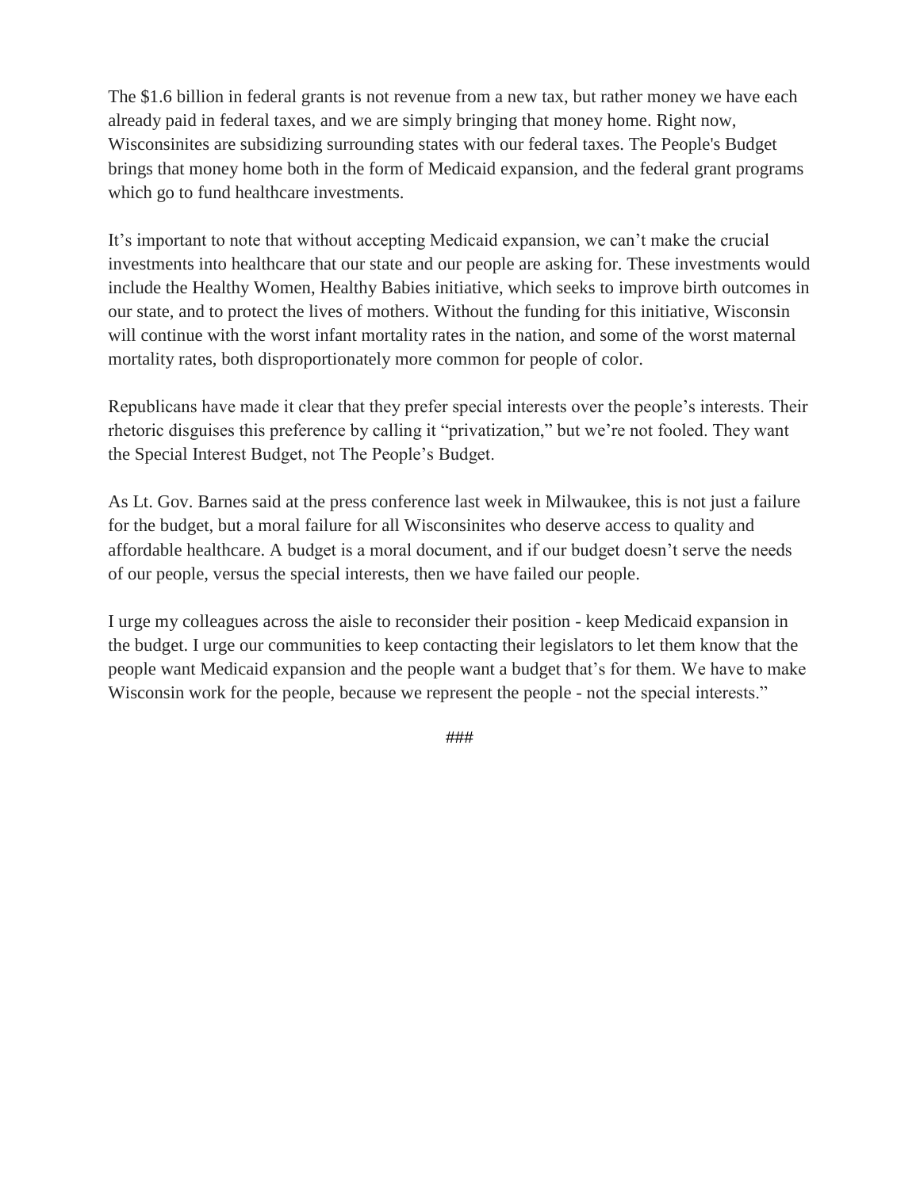The $1.6 billion in federal grants is not revenue from a new tax, but rather money we have each already paid in federal taxes, and we are simply bringing that money home. Right now, Wisconsinites are subsidizing surrounding states with our federal taxes. The People's Budget brings that money home both in the form of Medicaid expansion, and the federal grant programs which go to fund healthcare investments.

It's important to note that without accepting Medicaid expansion, we can't make the crucial investments into healthcare that our state and our people are asking for. These investments would include the Healthy Women, Healthy Babies initiative, which seeks to improve birth outcomes in our state, and to protect the lives of mothers. Without the funding for this initiative, Wisconsin will continue with the worst infant mortality rates in the nation, and some of the worst maternal mortality rates, both disproportionately more common for people of color.

Republicans have made it clear that they prefer special interests over the people's interests. Their rhetoric disguises this preference by calling it "privatization," but we're not fooled. They want the Special Interest Budget, not The People's Budget.

As Lt. Gov. Barnes said at the press conference last week in Milwaukee, this is not just a failure for the budget, but a moral failure for all Wisconsinites who deserve access to quality and affordable healthcare. A budget is a moral document, and if our budget doesn't serve the needs of our people, versus the special interests, then we have failed our people.

I urge my colleagues across the aisle to reconsider their position - keep Medicaid expansion in the budget. I urge our communities to keep contacting their legislators to let them know that the people want Medicaid expansion and the people want a budget that's for them. We have to make Wisconsin work for the people, because we represent the people - not the special interests."

###